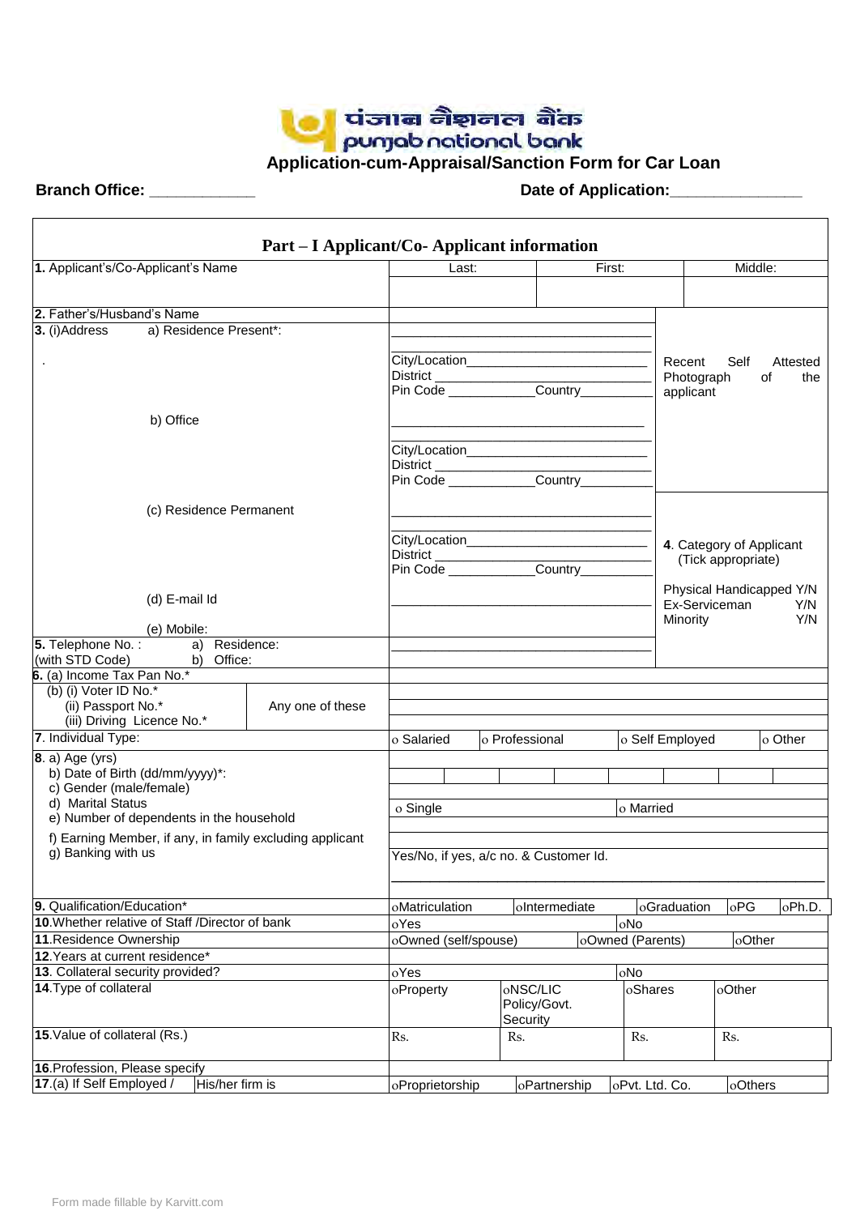पंजाब नैशनल बैंक
punjab national bank

## Application-cum-Appraisal/Sanction Form for Car Loan

**Branch Office:** ____________ **Date of Application:**_______________

### Part – I Applicant/Co- Applicant information

| | | | |
|---|---|---|---|
| **1.** Applicant's/Co-Applicant's Name | Last: | First: | Middle: |
| | | | |
| **2.** Father's/Husband's Name | | | |
| **3.** (i)Address a) Residence Present*: | ______________________ City/Location______ District ______ Pin Code ______ Country______ | | Recent Self Attested Photograph of the applicant |
| b) Office | ______________________ City/Location______ District ______ Pin Code ______ Country______ | | |
| (c) Residence Permanent | ______________________ City/Location______ District ______ Pin Code ______ Country______ | | **4.** Category of Applicant (Tick appropriate) Physical Handicapped Y/N Ex-Serviceman Y/N Minority Y/N |
| (d) E-mail Id | ______________________ | | |
| (e) Mobile: | | | |
| **5.** Telephone No. : (with STD Code) a) Residence: b) Office: | ______________________ | | |
| **6.** (a) Income Tax Pan No.* | | | |
| (b) (i) Voter ID No.* (ii) Passport No.* (iii) Driving Licence No.* — Any one of these | | | |
| **7.** Individual Type: | o Salaried | o Professional | o Self Employed o Other |
| **8.** a) Age (yrs) | | | |
| b) Date of Birth (dd/mm/yyyy)*: | | | |
| c) Gender (male/female) | | | |
| d) Marital Status | o Single | o Married | |
| e) Number of dependents in the household | | | |
| f) Earning Member, if any, in family excluding applicant | | | |
| g) Banking with us | Yes/No, if yes, a/c no. & Customer Id. ______________________ | | |
| **9.** Qualification/Education* | oMatriculation oIntermediate | oGraduation | oPG oPh.D. |
| **10.** Whether relative of Staff /Director of bank | oYes | oNo | |
| **11.** Residence Ownership | oOwned (self/spouse) | oOwned (Parents) | oOther |
| **12.** Years at current residence* | | | |
| **13.** Collateral security provided? | oYes | oNo | |
| **14.** Type of collateral | oProperty oNSC/LIC Policy/Govt. Security | oShares | oOther |
| **15.** Value of collateral (Rs.) | Rs. Rs. | Rs. | Rs. |
| **16.** Profession, Please specify | | | |
| **17.** (a) If Self Employed / His/her firm is | oProprietorship oPartnership | oPvt. Ltd. Co. | oOthers |

Form made fillable by Karvitt.com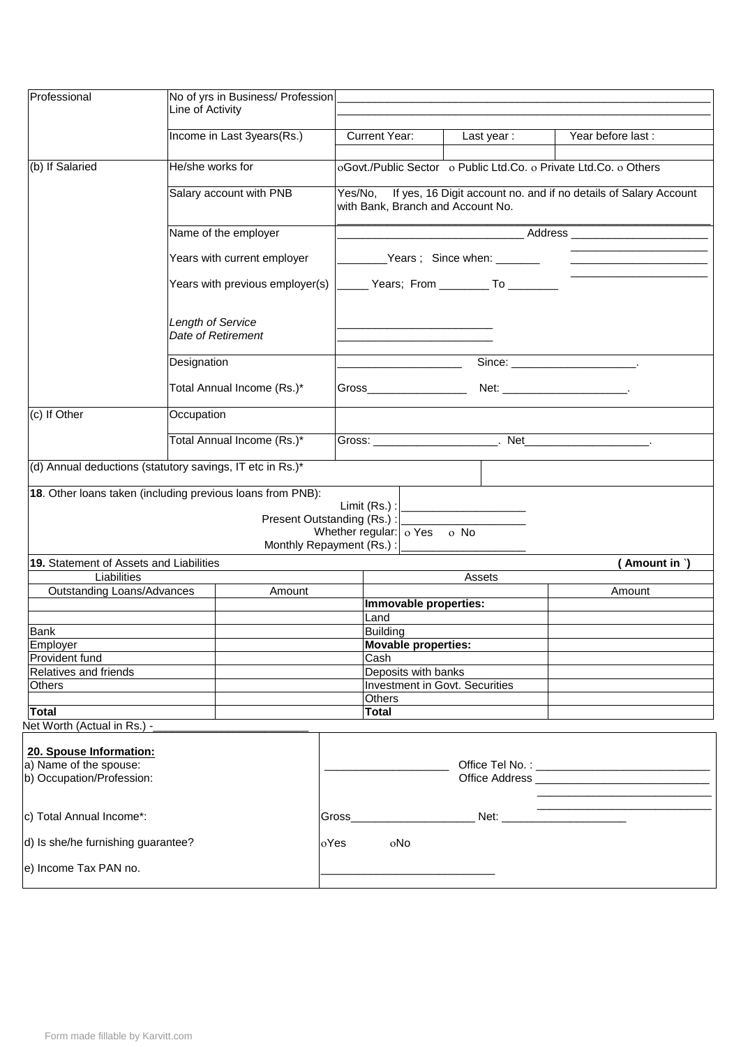| Professional | No of yrs in Business/ Profession<br>Line of Activity | ___________________________________________<br>___________________________________________ | | |
|---|---|---|---|---|
| | Income in Last 3years(Rs.) | Current Year: | Last year : | Year before last : |
| | | | | |
| (b) If Salaried | He/she works for | ο Govt./Public Sector ο Public Ltd.Co. ο Private Ltd.Co. ο Others | | |
| | Salary account with PNB | Yes/No, If yes, 16 Digit account no. and if no details of Salary Account with Bank, Branch and Account No.<br>___________________________________________ | | |
| | Name of the employer | ______________________________ Address ______________________ | | |
| | Years with current employer | ________Years ; Since when: _______ | | |
| | Years with previous employer(s) | _____ Years; From ________ To ________ | | |
| | *Length of Service*<br>*Date of Retirement* | _________________________<br>_________________________ | | |
| | Designation | ____________________ Since: ____________________. | | |
| | Total Annual Income (Rs.)* | Gross________________ Net: ____________________. | | |
| (c) If Other | Occupation | | | |
| | Total Annual Income (Rs.)* | Gross: ____________________. Net____________________. | | |
| (d) Annual deductions (statutory savings, IT etc in Rs.)* | | | | |

**18**. Other loans taken (including previous loans from PNB):

| | |
|---|---|
| Limit (Rs.) : | ____________________ |
| Present Outstanding (Rs.) : | ____________________ |
| Whether regular: | ο Yes ο No |
| Monthly Repayment (Rs.) : | ____________________ |

**19.** Statement of Assets and Liabilities **( Amount in ` )**

| Liabilities | | Assets | |
|---|---|---|---|
| Outstanding Loans/Advances | Amount | | Amount |
| | | **Immovable properties:** | |
| | | Land | |
| Bank | | Building | |
| Employer | | **Movable properties:** | |
| Provident fund | | Cash | |
| Relatives and friends | | Deposits with banks | |
| Others | | Investment in Govt. Securities | |
| | | Others | |
| **Total** | | **Total** | |

Net Worth (Actual in Rs.) -_________________________

| **20. Spouse Information:** | |
|---|---|
| a) Name of the spouse: | ____________________ Office Tel No. : ____________________________ |
| b) Occupation/Profession: | Office Address ____________________________ |
| c) Total Annual Income*: | Gross____________________ Net: ____________________ |
| d) Is she/he furnishing guarantee? | ο Yes ο No |
| e) Income Tax PAN no. | ____________________________ |

Form made fillable by Karvitt.com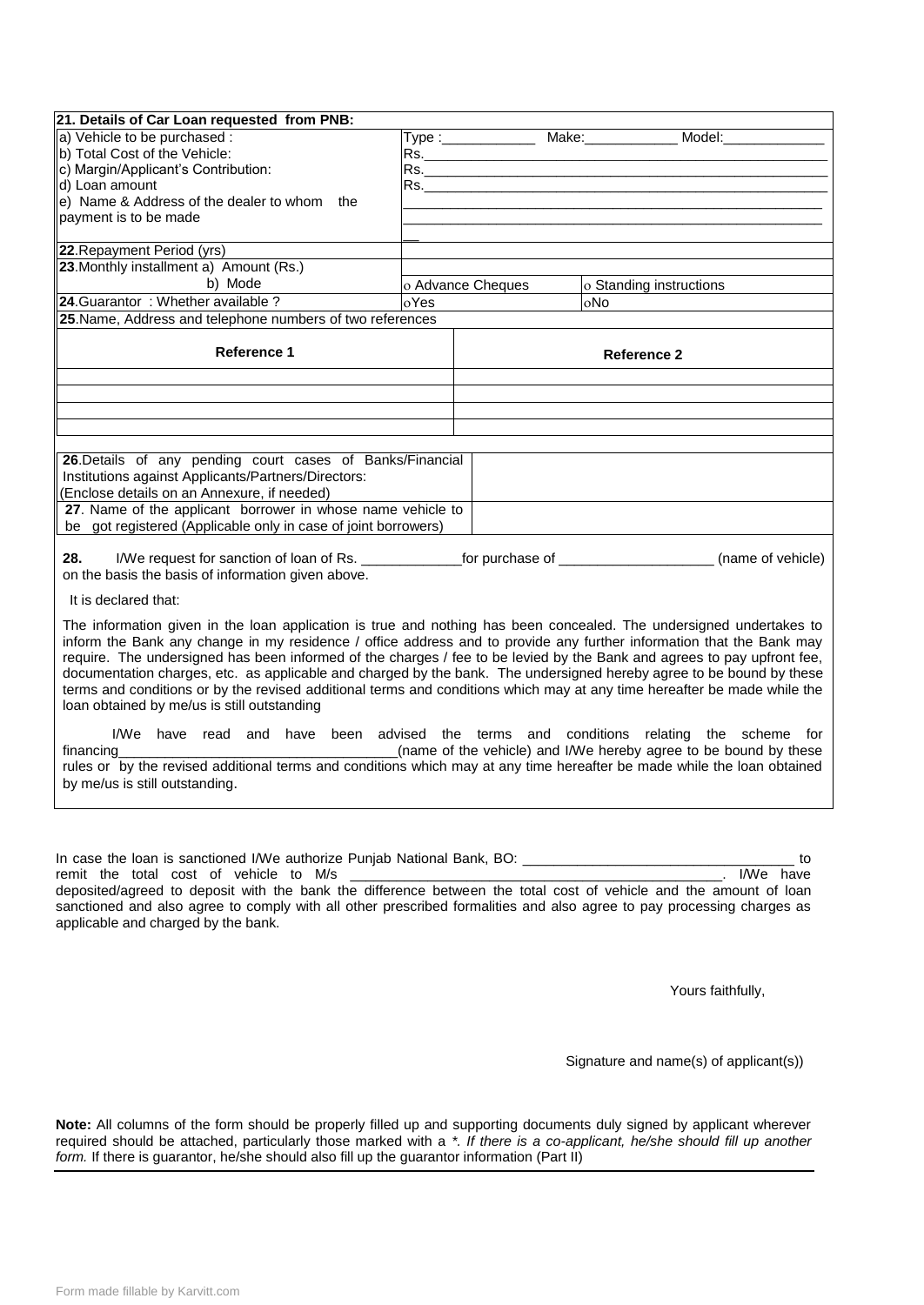| 21. Details of Car Loan requested from PNB: | | |
|---|---|---|
| a) Vehicle to be purchased : | Type :____________ Make:____________ Model:_____________ | |
| b) Total Cost of the Vehicle: | Rs.______________________________________________________ | |
| c) Margin/Applicant's Contribution: | Rs.______________________________________________________ | |
| d) Loan amount | Rs.______________________________________________________ | |
| e) Name & Address of the dealer to whom the payment is to be made | ________________________________________________________ ________________________________________________________ __ | |
| 22.Repayment Period (yrs) | | |
| 23.Monthly installment a) Amount (Rs.) | | |
| b) Mode | o Advance Cheques | o Standing instructions |
| 24.Guarantor : Whether available ? | oYes | oNo |

25.Name, Address and telephone numbers of two references

| Reference 1 | Reference 2 |
|---|---|
| | |
| | |
| | |
| | |

| | |
|---|---|
| 26.Details of any pending court cases of Banks/Financial Institutions against Applicants/Partners/Directors: (Enclose details on an Annexure, if needed) | |
| 27. Name of the applicant borrower in whose name vehicle to be got registered (Applicable only in case of joint borrowers) | |

**28.** I/We request for sanction of loan of Rs. _____________for purchase of ____________________ (name of vehicle) on the basis the basis of information given above.

It is declared that:

The information given in the loan application is true and nothing has been concealed. The undersigned undertakes to inform the Bank any change in my residence / office address and to provide any further information that the Bank may require. The undersigned has been informed of the charges / fee to be levied by the Bank and agrees to pay upfront fee, documentation charges, etc. as applicable and charged by the bank. The undersigned hereby agree to be bound by these terms and conditions or by the revised additional terms and conditions which may at any time hereafter be made while the loan obtained by me/us is still outstanding

I/We have read and have been advised the terms and conditions relating the scheme for financing___________________________________(name of the vehicle) and I/We hereby agree to be bound by these rules or by the revised additional terms and conditions which may at any time hereafter be made while the loan obtained by me/us is still outstanding.

In case the loan is sanctioned I/We authorize Punjab National Bank, BO: ___________________________________ to remit the total cost of vehicle to M/s ______________________________________________. I/We have deposited/agreed to deposit with the bank the difference between the total cost of vehicle and the amount of loan sanctioned and also agree to comply with all other prescribed formalities and also agree to pay processing charges as applicable and charged by the bank.

Yours faithfully,

Signature and name(s) of applicant(s))

**Note:** All columns of the form should be properly filled up and supporting documents duly signed by applicant wherever required should be attached, particularly those marked with a *. *If there is a co-applicant, he/she should fill up another form.* If there is guarantor, he/she should also fill up the guarantor information (Part II)

Form made fillable by Karvitt.com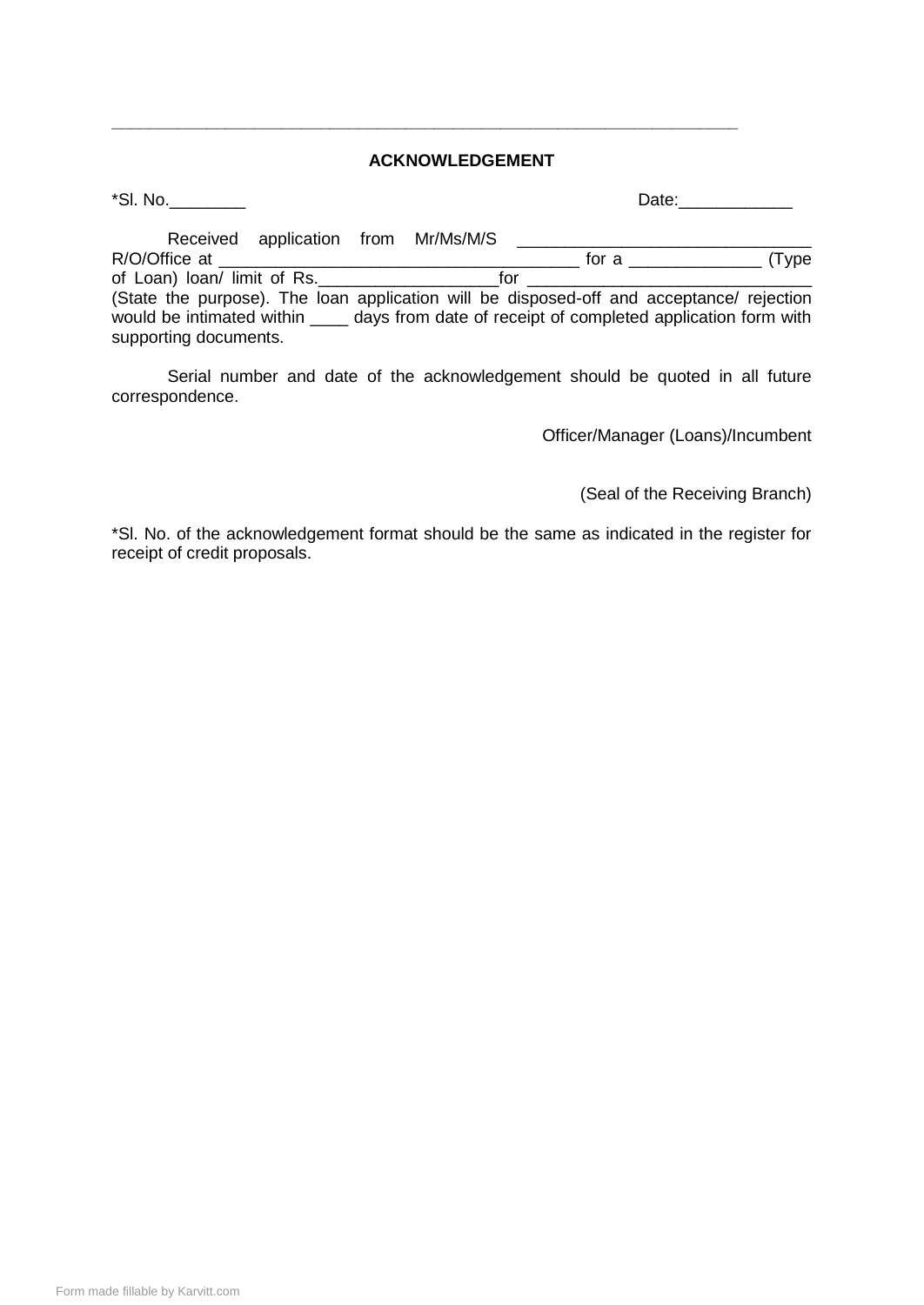---

## ACKNOWLEDGEMENT

*Sl. No.________ Date:____________

Received application from Mr/Ms/M/S ______________________________ R/O/Office at ____________________________________ for a _____________ (Type of Loan) loan/ limit of Rs.__________________for _____________________________ (State the purpose). The loan application will be disposed-off and acceptance/ rejection would be intimated within ____ days from date of receipt of completed application form with supporting documents.

Serial number and date of the acknowledgement should be quoted in all future correspondence.

Officer/Manager (Loans)/Incumbent

(Seal of the Receiving Branch)

*Sl. No. of the acknowledgement format should be the same as indicated in the register for receipt of credit proposals.

Form made fillable by Karvitt.com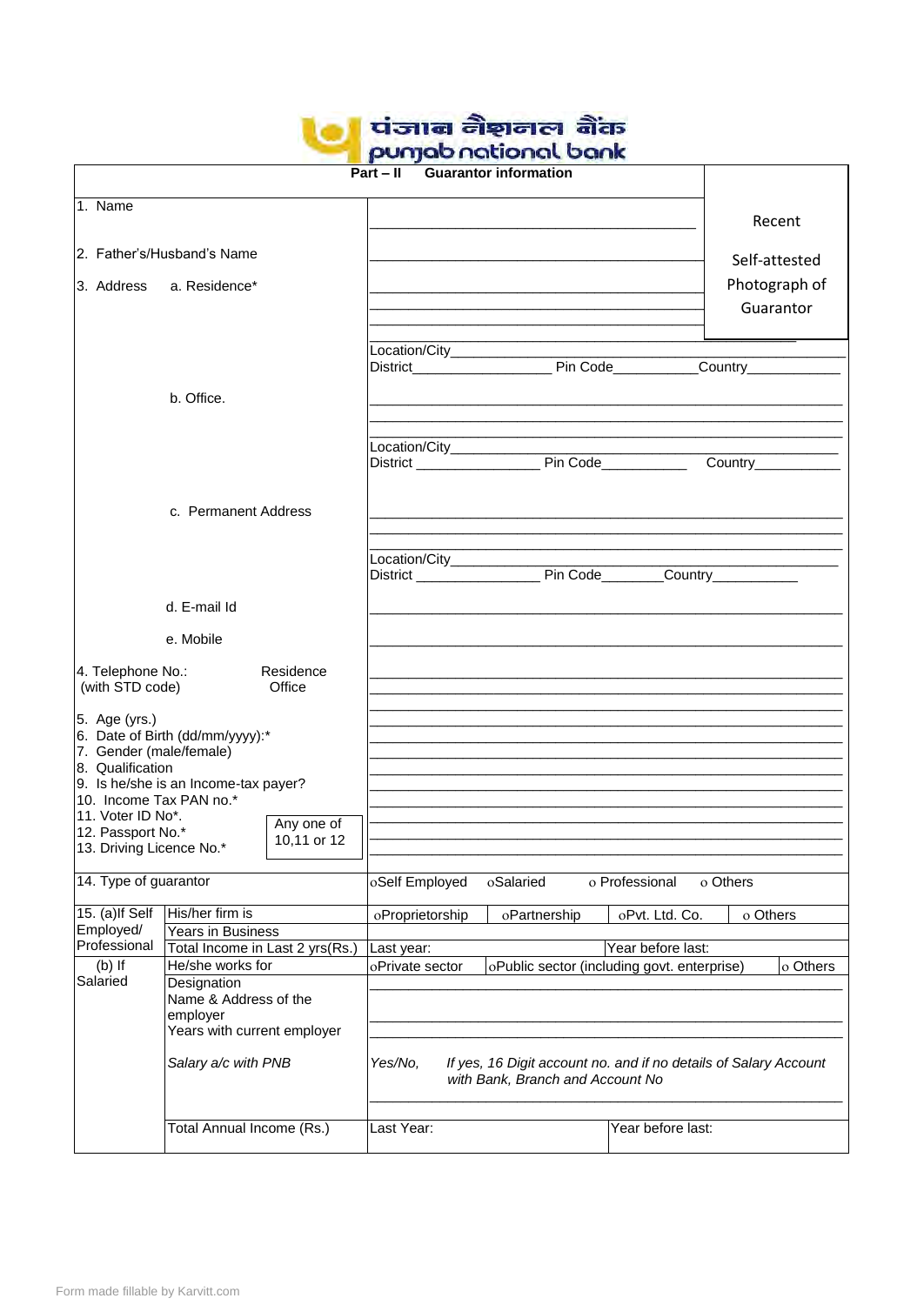पंजाब नैशनल बैंक
punjab national bank

## Part – II Guarantor information

Recent Self-attested Photograph of Guarantor

| | |
|---|---|
| 1. Name | ____________________ |
| 2. Father's/Husband's Name | ____________________ |
| 3. Address a. Residence* | ____________________<br>____________________<br>Location/City____________<br>District__________ Pin Code__________ Country__________ |
| b. Office. | ____________________<br>____________________<br>Location/City____________<br>District __________ Pin Code__________ Country__________ |
| c. Permanent Address | ____________________<br>____________________<br>Location/City____________<br>District __________ Pin Code__________ Country__________ |
| d. E-mail Id | ____________________ |
| e. Mobile | ____________________ |
| 4. Telephone No.: (with STD code) Residence | ____________________ |
| Office | ____________________ |
| 5. Age (yrs.) | ____________________ |
| 6. Date of Birth (dd/mm/yyyy):* | ____________________ |
| 7. Gender (male/female) | ____________________ |
| 8. Qualification | ____________________ |
| 9. Is he/she is an Income-tax payer? | ____________________ |
| 10. Income Tax PAN no.* (Any one of 10,11 or 12) | ____________________ |
| 11. Voter ID No*. | ____________________ |
| 12. Passport No.* | ____________________ |
| 13. Driving Licence No.* | ____________________ |

| 14. Type of guarantor | | o Self Employed | o Salaried | o Professional | o Others |
|---|---|---|---|---|---|
| 15. (a) If Self Employed/ Professional | His/her firm is | o Proprietorship | o Partnership | o Pvt. Ltd. Co. | o Others |
| | Years in Business | | | | |
| | Total Income in Last 2 yrs(Rs.) | Last year: | | Year before last: | |
| (b) If Salaried | He/she works for | o Private sector | o Public sector (including govt. enterprise) | | o Others |
| | Designation | | | | |
| | Name & Address of the employer | | | | |
| | Years with current employer | | | | |
| | *Salary a/c with PNB* | *Yes/No,* | *If yes, 16 Digit account no. and if no details of Salary Account with Bank, Branch and Account No* | | |
| | Total Annual Income (Rs.) | Last Year: | | Year before last: | |

Form made fillable by Karvitt.com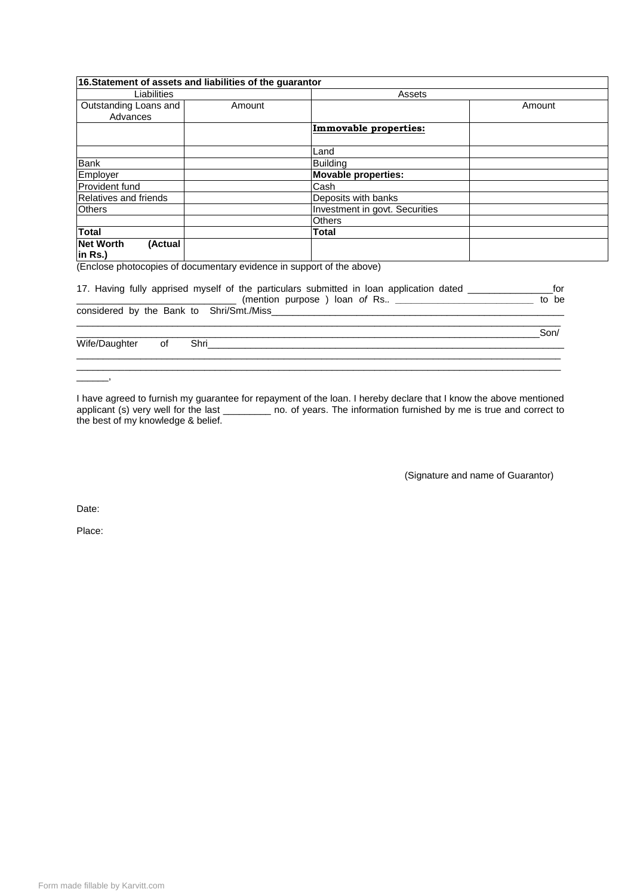| **16.Statement of assets and liabilities of the guarantor** | | | |
|---|---|---|---|
| Liabilities | | Assets | |
| Outstanding Loans and Advances | Amount | | Amount |
| | | **Immovable properties:** | |
| | | Land | |
| Bank | | Building | |
| Employer | | **Movable properties:** | |
| Provident fund | | Cash | |
| Relatives and friends | | Deposits with banks | |
| Others | | Investment in govt. Securities | |
| | | Others | |
| **Total** | | **Total** | |
| **Net Worth (Actual in Rs.)** | | | |

(Enclose photocopies of documentary evidence in support of the above)

17. Having fully apprised myself of the particulars submitted in loan application dated ________________for ______________________________ (mention purpose ) loan *of* Rs.. ___________________________ to be considered by the Bank to Shri/Smt./Miss_________________________________________________________ ______________________________________________________________________________________________ _________________________________________________________________________________________Son/ Wife/Daughter of Shri_____________________________________________________________________ ______________________________________________________________________________________________ ______________________________________________________________________________________________ ______,

I have agreed to furnish my guarantee for repayment of the loan. I hereby declare that I know the above mentioned applicant (s) very well for the last _________ no. of years. The information furnished by me is true and correct to the best of my knowledge & belief.

(Signature and name of Guarantor)

Date:

Place: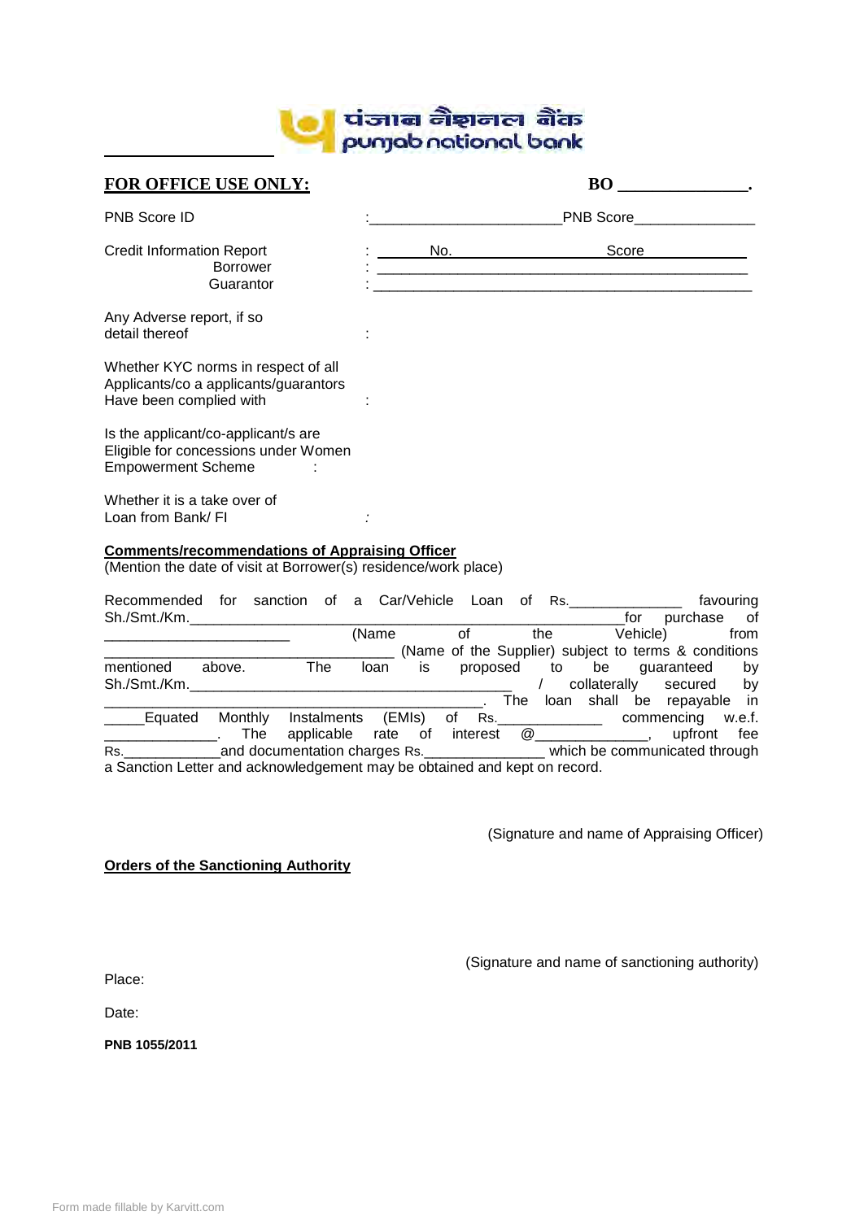पंजाब नैशनल बैंक
punjab national bank

**FOR OFFICE USE ONLY:** **BO _______________.**

PNB Score ID :_______________________PNB Score_______________

Credit Information Report : No. Score
Borrower : _______________________________________________
Guarantor : _______________________________________________

Any Adverse report, if so detail thereof :

Whether KYC norms in respect of all Applicants/co a applicants/guarantors Have been complied with :

Is the applicant/co-applicant/s are Eligible for concessions under Women Empowerment Scheme :

Whether it is a take over of Loan from Bank/ FI :

**Comments/recommendations of Appraising Officer**
(Mention the date of visit at Borrower(s) residence/work place)

Recommended for sanction of a Car/Vehicle Loan of Rs.______________ favouring Sh./Smt./Km.______________________________________________for purchase of ______________________ (Name of the Vehicle) from ____________________________________ (Name of the Supplier) subject to terms & conditions mentioned above. The loan is proposed to be guaranteed by Sh./Smt./Km.________________________________________ / collaterally secured by _______________________________________________. The loan shall be repayable in _____Equated Monthly Instalments (EMIs) of Rs._____________ commencing w.e.f. ______________. The applicable rate of interest @______________, upfront fee Rs.____________and documentation charges Rs._______________ which be communicated through a Sanction Letter and acknowledgement may be obtained and kept on record.

(Signature and name of Appraising Officer)

**Orders of the Sanctioning Authority**

(Signature and name of sanctioning authority)

Place:

Date:

**PNB 1055/2011**

Form made fillable by Karvitt.com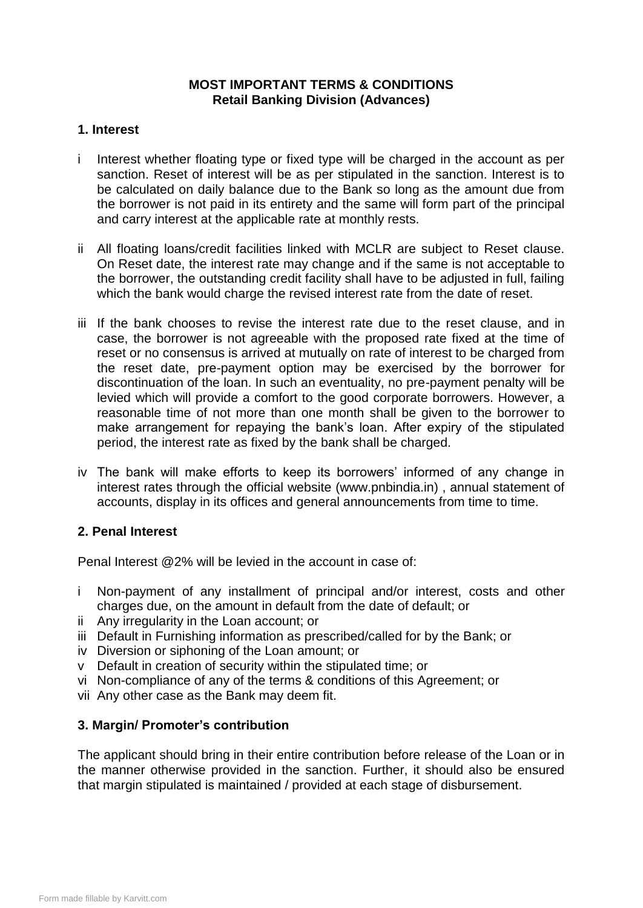**MOST IMPORTANT TERMS & CONDITIONS**
**Retail Banking Division (Advances)**

## 1. Interest

i Interest whether floating type or fixed type will be charged in the account as per sanction. Reset of interest will be as per stipulated in the sanction. Interest is to be calculated on daily balance due to the Bank so long as the amount due from the borrower is not paid in its entirety and the same will form part of the principal and carry interest at the applicable rate at monthly rests.

ii All floating loans/credit facilities linked with MCLR are subject to Reset clause. On Reset date, the interest rate may change and if the same is not acceptable to the borrower, the outstanding credit facility shall have to be adjusted in full, failing which the bank would charge the revised interest rate from the date of reset.

iii If the bank chooses to revise the interest rate due to the reset clause, and in case, the borrower is not agreeable with the proposed rate fixed at the time of reset or no consensus is arrived at mutually on rate of interest to be charged from the reset date, pre-payment option may be exercised by the borrower for discontinuation of the loan. In such an eventuality, no pre-payment penalty will be levied which will provide a comfort to the good corporate borrowers. However, a reasonable time of not more than one month shall be given to the borrower to make arrangement for repaying the bank's loan. After expiry of the stipulated period, the interest rate as fixed by the bank shall be charged.

iv The bank will make efforts to keep its borrowers' informed of any change in interest rates through the official website (www.pnbindia.in) , annual statement of accounts, display in its offices and general announcements from time to time.

## 2. Penal Interest

Penal Interest @2% will be levied in the account in case of:

i Non-payment of any installment of principal and/or interest, costs and other charges due, on the amount in default from the date of default; or
ii Any irregularity in the Loan account; or
iii Default in Furnishing information as prescribed/called for by the Bank; or
iv Diversion or siphoning of the Loan amount; or
v Default in creation of security within the stipulated time; or
vi Non-compliance of any of the terms & conditions of this Agreement; or
vii Any other case as the Bank may deem fit.

## 3. Margin/ Promoter's contribution

The applicant should bring in their entire contribution before release of the Loan or in the manner otherwise provided in the sanction. Further, it should also be ensured that margin stipulated is maintained / provided at each stage of disbursement.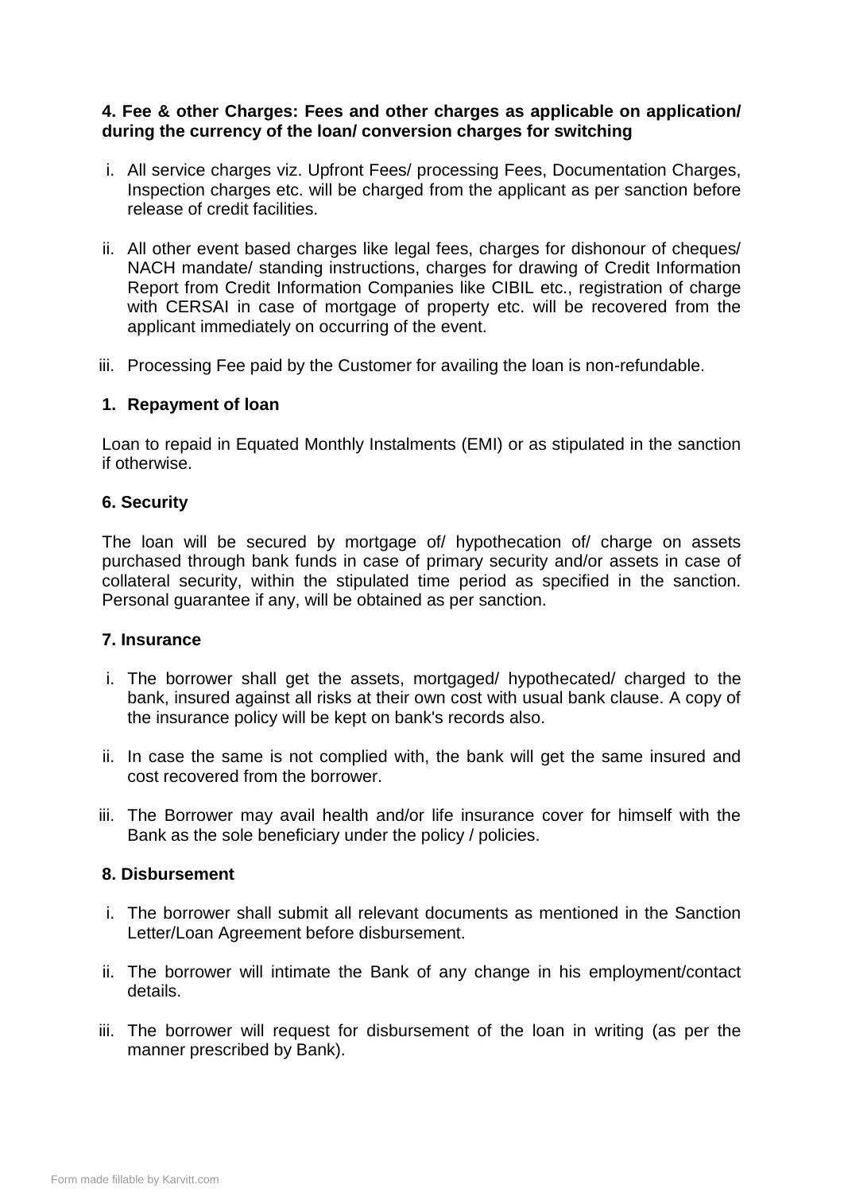**4. Fee & other Charges: Fees and other charges as applicable on application/ during the currency of the loan/ conversion charges for switching**

i. All service charges viz. Upfront Fees/ processing Fees, Documentation Charges, Inspection charges etc. will be charged from the applicant as per sanction before release of credit facilities.

ii. All other event based charges like legal fees, charges for dishonour of cheques/ NACH mandate/ standing instructions, charges for drawing of Credit Information Report from Credit Information Companies like CIBIL etc., registration of charge with CERSAI in case of mortgage of property etc. will be recovered from the applicant immediately on occurring of the event.

iii. Processing Fee paid by the Customer for availing the loan is non-refundable.

**1. Repayment of loan**

Loan to repaid in Equated Monthly Instalments (EMI) or as stipulated in the sanction if otherwise.

**6. Security**

The loan will be secured by mortgage of/ hypothecation of/ charge on assets purchased through bank funds in case of primary security and/or assets in case of collateral security, within the stipulated time period as specified in the sanction. Personal guarantee if any, will be obtained as per sanction.

**7. Insurance**

i. The borrower shall get the assets, mortgaged/ hypothecated/ charged to the bank, insured against all risks at their own cost with usual bank clause. A copy of the insurance policy will be kept on bank's records also.

ii. In case the same is not complied with, the bank will get the same insured and cost recovered from the borrower.

iii. The Borrower may avail health and/or life insurance cover for himself with the Bank as the sole beneficiary under the policy / policies.

**8. Disbursement**

i. The borrower shall submit all relevant documents as mentioned in the Sanction Letter/Loan Agreement before disbursement.

ii. The borrower will intimate the Bank of any change in his employment/contact details.

iii. The borrower will request for disbursement of the loan in writing (as per the manner prescribed by Bank).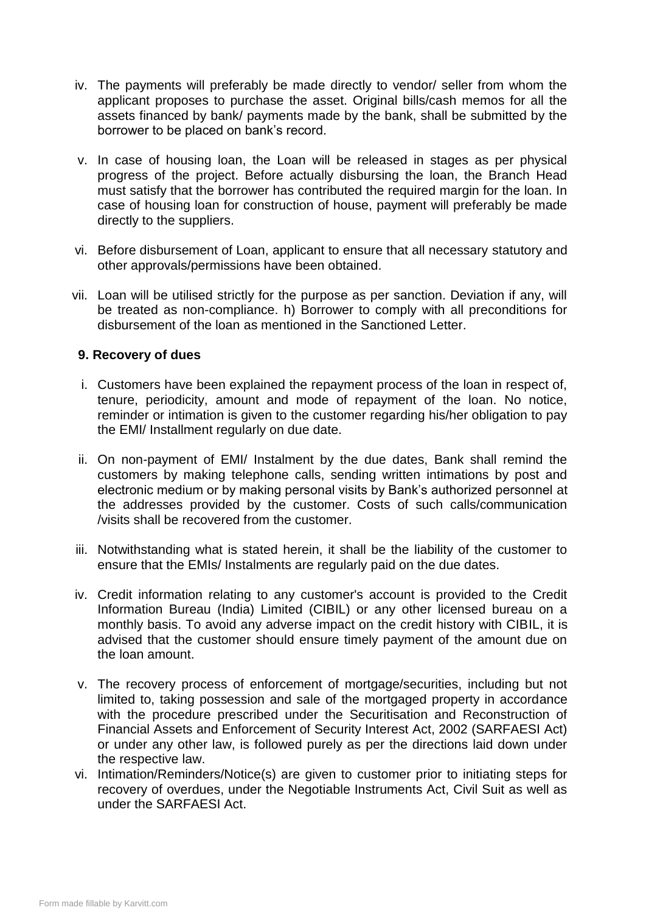iv. The payments will preferably be made directly to vendor/ seller from whom the applicant proposes to purchase the asset. Original bills/cash memos for all the assets financed by bank/ payments made by the bank, shall be submitted by the borrower to be placed on bank's record.

v. In case of housing loan, the Loan will be released in stages as per physical progress of the project. Before actually disbursing the loan, the Branch Head must satisfy that the borrower has contributed the required margin for the loan. In case of housing loan for construction of house, payment will preferably be made directly to the suppliers.

vi. Before disbursement of Loan, applicant to ensure that all necessary statutory and other approvals/permissions have been obtained.

vii. Loan will be utilised strictly for the purpose as per sanction. Deviation if any, will be treated as non-compliance. h) Borrower to comply with all preconditions for disbursement of the loan as mentioned in the Sanctioned Letter.

**9. Recovery of dues**

i. Customers have been explained the repayment process of the loan in respect of, tenure, periodicity, amount and mode of repayment of the loan. No notice, reminder or intimation is given to the customer regarding his/her obligation to pay the EMI/ Installment regularly on due date.

ii. On non-payment of EMI/ Instalment by the due dates, Bank shall remind the customers by making telephone calls, sending written intimations by post and electronic medium or by making personal visits by Bank's authorized personnel at the addresses provided by the customer. Costs of such calls/communication /visits shall be recovered from the customer.

iii. Notwithstanding what is stated herein, it shall be the liability of the customer to ensure that the EMIs/ Instalments are regularly paid on the due dates.

iv. Credit information relating to any customer's account is provided to the Credit Information Bureau (India) Limited (CIBIL) or any other licensed bureau on a monthly basis. To avoid any adverse impact on the credit history with CIBIL, it is advised that the customer should ensure timely payment of the amount due on the loan amount.

v. The recovery process of enforcement of mortgage/securities, including but not limited to, taking possession and sale of the mortgaged property in accordance with the procedure prescribed under the Securitisation and Reconstruction of Financial Assets and Enforcement of Security Interest Act, 2002 (SARFAESI Act) or under any other law, is followed purely as per the directions laid down under the respective law.

vi. Intimation/Reminders/Notice(s) are given to customer prior to initiating steps for recovery of overdues, under the Negotiable Instruments Act, Civil Suit as well as under the SARFAESI Act.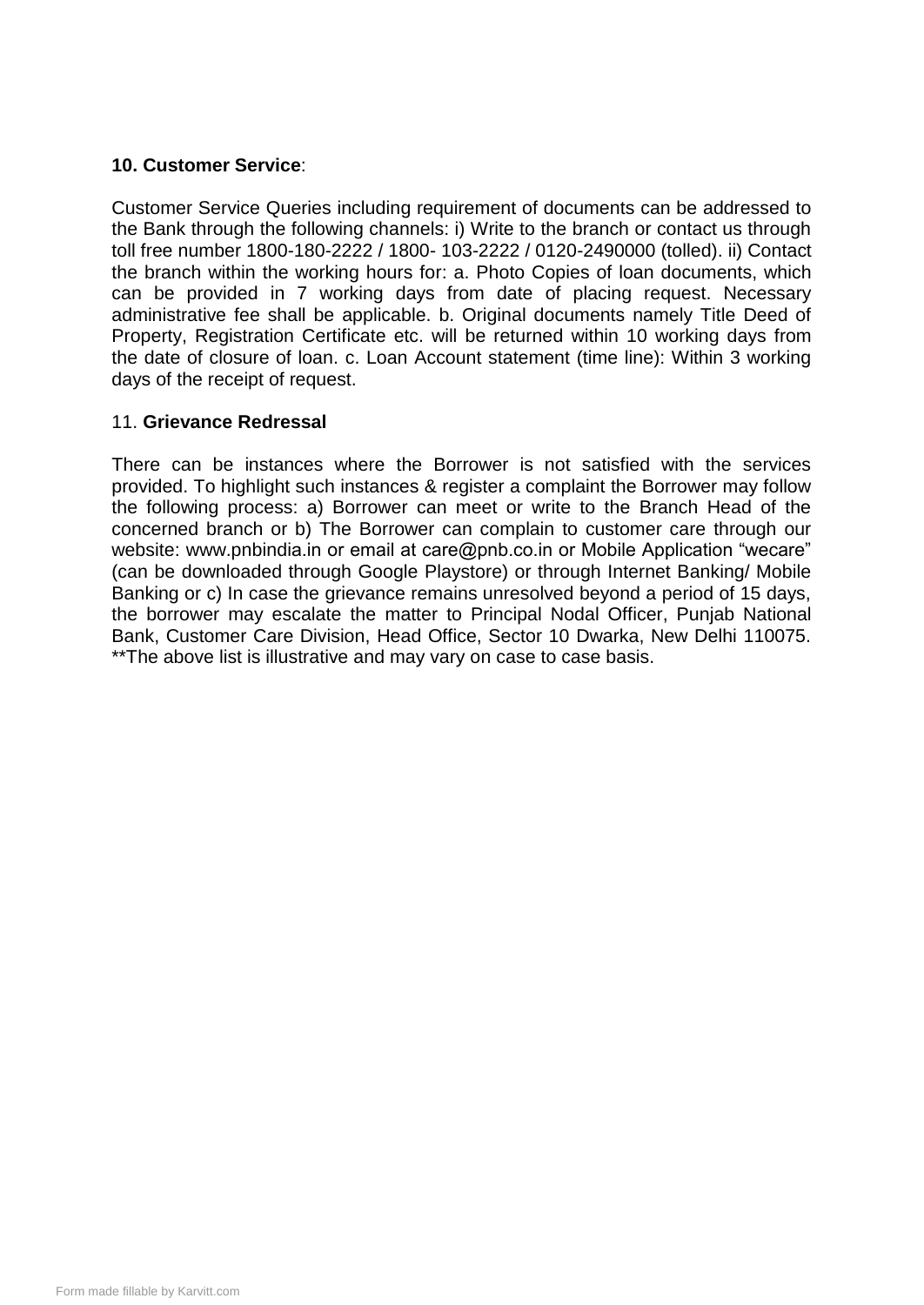**10. Customer Service**:

Customer Service Queries including requirement of documents can be addressed to the Bank through the following channels: i) Write to the branch or contact us through toll free number 1800-180-2222 / 1800- 103-2222 / 0120-2490000 (tolled). ii) Contact the branch within the working hours for: a. Photo Copies of loan documents, which can be provided in 7 working days from date of placing request. Necessary administrative fee shall be applicable. b. Original documents namely Title Deed of Property, Registration Certificate etc. will be returned within 10 working days from the date of closure of loan. c. Loan Account statement (time line): Within 3 working days of the receipt of request.

11. **Grievance Redressal**

There can be instances where the Borrower is not satisfied with the services provided. To highlight such instances & register a complaint the Borrower may follow the following process: a) Borrower can meet or write to the Branch Head of the concerned branch or b) The Borrower can complain to customer care through our website: www.pnbindia.in or email at care@pnb.co.in or Mobile Application "wecare" (can be downloaded through Google Playstore) or through Internet Banking/ Mobile Banking or c) In case the grievance remains unresolved beyond a period of 15 days, the borrower may escalate the matter to Principal Nodal Officer, Punjab National Bank, Customer Care Division, Head Office, Sector 10 Dwarka, New Delhi 110075. **The above list is illustrative and may vary on case to case basis.

Form made fillable by Karvitt.com